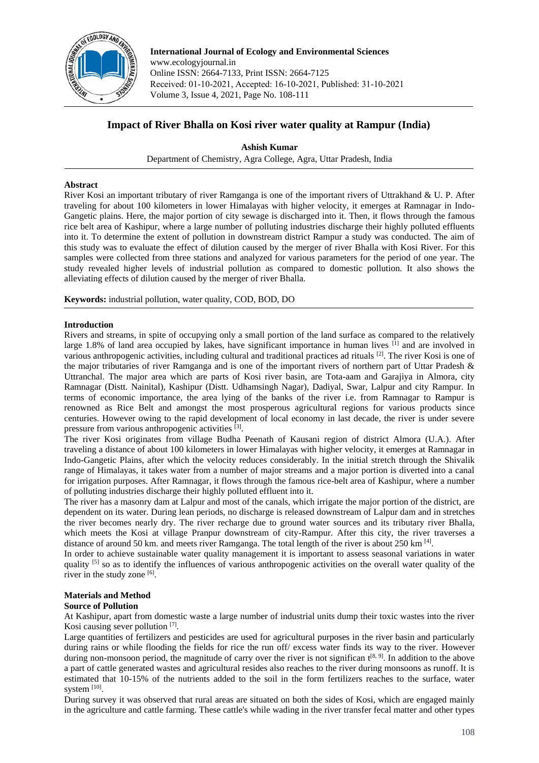**International Journal of Ecology and Environmental Sciences**
www.ecologyjournal.in
Online ISSN: 2664-7133, Print ISSN: 2664-7125
Received: 01-10-2021, Accepted: 16-10-2021, Published: 31-10-2021
Volume 3, Issue 4, 2021, Page No. 108-111

# Impact of River Bhalla on Kosi river water quality at Rampur (India)

**Ashish Kumar**

Department of Chemistry, Agra College, Agra, Uttar Pradesh, India

## Abstract

River Kosi an important tributary of river Ramganga is one of the important rivers of Uttrakhand & U. P. After traveling for about 100 kilometers in lower Himalayas with higher velocity, it emerges at Ramnagar in Indo-Gangetic plains. Here, the major portion of city sewage is discharged into it. Then, it flows through the famous rice belt area of Kashipur, where a large number of polluting industries discharge their highly polluted effluents into it. To determine the extent of pollution in downstream district Rampur a study was conducted. The aim of this study was to evaluate the effect of dilution caused by the merger of river Bhalla with Kosi River. For this samples were collected from three stations and analyzed for various parameters for the period of one year. The study revealed higher levels of industrial pollution as compared to domestic pollution. It also shows the alleviating effects of dilution caused by the merger of river Bhalla.

**Keywords:** industrial pollution, water quality, COD, BOD, DO

## Introduction

Rivers and streams, in spite of occupying only a small portion of the land surface as compared to the relatively large 1.8% of land area occupied by lakes, have significant importance in human lives [1] and are involved in various anthropogenic activities, including cultural and traditional practices ad rituals [2]. The river Kosi is one of the major tributaries of river Ramganga and is one of the important rivers of northern part of Uttar Pradesh & Uttranchal. The major area which are parts of Kosi river basin, are Tota-aam and Garajiya in Almora, city Ramnagar (Distt. Nainital), Kashipur (Distt. Udhamsingh Nagar), Dadiyal, Swar, Lalpur and city Rampur. In terms of economic importance, the area lying of the banks of the river i.e. from Ramnagar to Rampur is renowned as Rice Belt and amongst the most prosperous agricultural regions for various products since centuries. However owing to the rapid development of local economy in last decade, the river is under severe pressure from various anthropogenic activities [3].

The river Kosi originates from village Budha Peenath of Kausani region of district Almora (U.A.). After traveling a distance of about 100 kilometers in lower Himalayas with higher velocity, it emerges at Ramnagar in Indo-Gangetic Plains, after which the velocity reduces considerably. In the initial stretch through the Shivalik range of Himalayas, it takes water from a number of major streams and a major portion is diverted into a canal for irrigation purposes. After Ramnagar, it flows through the famous rice-belt area of Kashipur, where a number of polluting industries discharge their highly polluted effluent into it.

The river has a masonry dam at Lalpur and most of the canals, which irrigate the major portion of the district, are dependent on its water. During lean periods, no discharge is released downstream of Lalpur dam and in stretches the river becomes nearly dry. The river recharge due to ground water sources and its tributary river Bhalla, which meets the Kosi at village Pranpur downstream of city-Rampur. After this city, the river traverses a distance of around 50 km. and meets river Ramganga. The total length of the river is about 250 km [4].

In order to achieve sustainable water quality management it is important to assess seasonal variations in water quality [5] so as to identify the influences of various anthropogenic activities on the overall water quality of the river in the study zone [6].

## Materials and Method

### Source of Pollution

At Kashipur, apart from domestic waste a large number of industrial units dump their toxic wastes into the river Kosi causing sever pollution [7].

Large quantities of fertilizers and pesticides are used for agricultural purposes in the river basin and particularly during rains or while flooding the fields for rice the run off/ excess water finds its way to the river. However during non-monsoon period, the magnitude of carry over the river is not significan t[8, 9]. In addition to the above a part of cattle generated wastes and agricultural resides also reaches to the river during monsoons as runoff. It is estimated that 10-15% of the nutrients added to the soil in the form fertilizers reaches to the surface, water system [10].

During survey it was observed that rural areas are situated on both the sides of Kosi, which are engaged mainly in the agriculture and cattle farming. These cattle's while wading in the river transfer fecal matter and other types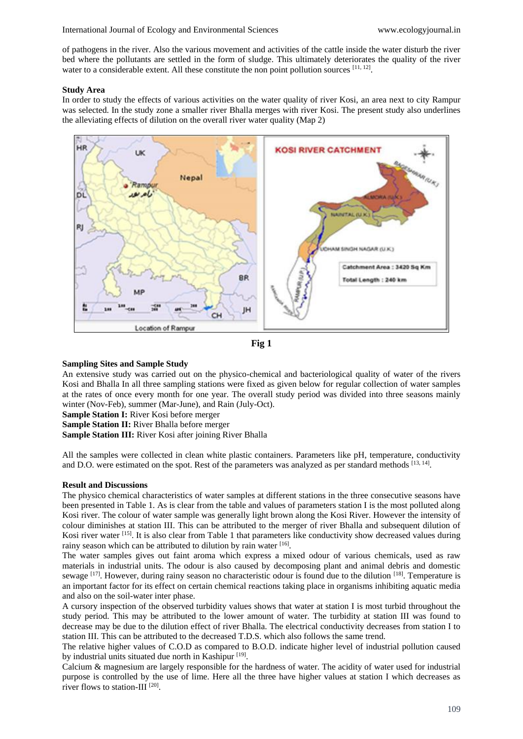of pathogens in the river. Also the various movement and activities of the cattle inside the water disturb the river bed where the pollutants are settled in the form of sludge. This ultimately deteriorates the quality of the river water to a considerable extent. All these constitute the non point pollution sources [11, 12].

### Study Area

In order to study the effects of various activities on the water quality of river Kosi, an area next to city Rampur was selected. In the study zone a smaller river Bhalla merges with river Kosi. The present study also underlines the alleviating effects of dilution on the overall river water quality (Map 2)

**Fig 1**

### Sampling Sites and Sample Study

An extensive study was carried out on the physico-chemical and bacteriological quality of water of the rivers Kosi and Bhalla In all three sampling stations were fixed as given below for regular collection of water samples at the rates of once every month for one year. The overall study period was divided into three seasons mainly winter (Nov-Feb), summer (Mar-June), and Rain (July-Oct).

**Sample Station I:** River Kosi before merger
**Sample Station II:** River Bhalla before merger
**Sample Station III:** River Kosi after joining River Bhalla

All the samples were collected in clean white plastic containers. Parameters like pH, temperature, conductivity and D.O. were estimated on the spot. Rest of the parameters was analyzed as per standard methods [13, 14].

### Result and Discussions

The physico chemical characteristics of water samples at different stations in the three consecutive seasons have been presented in Table 1. As is clear from the table and values of parameters station I is the most polluted along Kosi river. The colour of water sample was generally light brown along the Kosi River. However the intensity of colour diminishes at station III. This can be attributed to the merger of river Bhalla and subsequent dilution of Kosi river water [15]. It is also clear from Table 1 that parameters like conductivity show decreased values during rainy season which can be attributed to dilution by rain water [16].

The water samples gives out faint aroma which express a mixed odour of various chemicals, used as raw materials in industrial units. The odour is also caused by decomposing plant and animal debris and domestic sewage [17]. However, during rainy season no characteristic odour is found due to the dilution [18]. Temperature is an important factor for its effect on certain chemical reactions taking place in organisms inhibiting aquatic media and also on the soil-water inter phase.

A cursory inspection of the observed turbidity values shows that water at station I is most turbid throughout the study period. This may be attributed to the lower amount of water. The turbidity at station III was found to decrease may be due to the dilution effect of river Bhalla. The electrical conductivity decreases from station I to station III. This can be attributed to the decreased T.D.S. which also follows the same trend.

The relative higher values of C.O.D as compared to B.O.D. indicate higher level of industrial pollution caused by industrial units situated due north in Kashipur [19].

Calcium & magnesium are largely responsible for the hardness of water. The acidity of water used for industrial purpose is controlled by the use of lime. Here all the three have higher values at station I which decreases as river flows to station-III [20].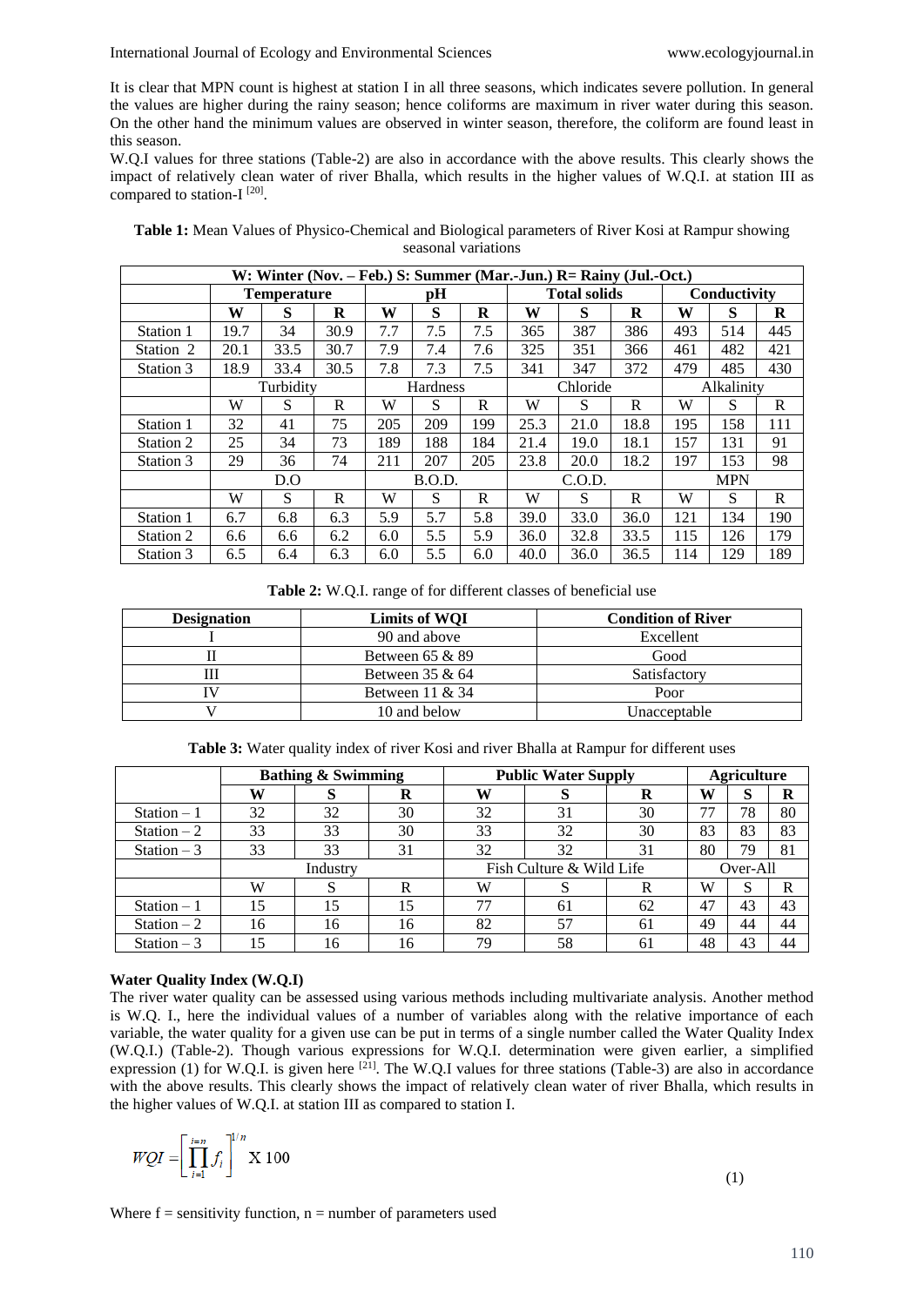It is clear that MPN count is highest at station I in all three seasons, which indicates severe pollution. In general the values are higher during the rainy season; hence coliforms are maximum in river water during this season. On the other hand the minimum values are observed in winter season, therefore, the coliform are found least in this season.

W.Q.I values for three stations (Table-2) are also in accordance with the above results. This clearly shows the impact of relatively clean water of river Bhalla, which results in the higher values of W.Q.I. at station III as compared to station-I [20].

**Table 1:** Mean Values of Physico-Chemical and Biological parameters of River Kosi at Rampur showing seasonal variations

| W: Winter (Nov. – Feb.) S: Summer (Mar.-Jun.) R= Rainy (Jul.-Oct.) | | | | | | | | | | | | |
|---|---|---|---|---|---|---|---|---|---|---|---|---|
| | **Temperature** | | | **pH** | | | **Total solids** | | | **Conductivity** | | |
| | **W** | **S** | **R** | **W** | **S** | **R** | **W** | **S** | **R** | **W** | **S** | **R** |
| Station 1 | 19.7 | 34 | 30.9 | 7.7 | 7.5 | 7.5 | 365 | 387 | 386 | 493 | 514 | 445 |
| Station 2 | 20.1 | 33.5 | 30.7 | 7.9 | 7.4 | 7.6 | 325 | 351 | 366 | 461 | 482 | 421 |
| Station 3 | 18.9 | 33.4 | 30.5 | 7.8 | 7.3 | 7.5 | 341 | 347 | 372 | 479 | 485 | 430 |
| | Turbidity | | | Hardness | | | Chloride | | | Alkalinity | | |
| | W | S | R | W | S | R | W | S | R | W | S | R |
| Station 1 | 32 | 41 | 75 | 205 | 209 | 199 | 25.3 | 21.0 | 18.8 | 195 | 158 | 111 |
| Station 2 | 25 | 34 | 73 | 189 | 188 | 184 | 21.4 | 19.0 | 18.1 | 157 | 131 | 91 |
| Station 3 | 29 | 36 | 74 | 211 | 207 | 205 | 23.8 | 20.0 | 18.2 | 197 | 153 | 98 |
| | D.O | | | B.O.D. | | | C.O.D. | | | MPN | | |
| | W | S | R | W | S | R | W | S | R | W | S | R |
| Station 1 | 6.7 | 6.8 | 6.3 | 5.9 | 5.7 | 5.8 | 39.0 | 33.0 | 36.0 | 121 | 134 | 190 |
| Station 2 | 6.6 | 6.6 | 6.2 | 6.0 | 5.5 | 5.9 | 36.0 | 32.8 | 33.5 | 115 | 126 | 179 |
| Station 3 | 6.5 | 6.4 | 6.3 | 6.0 | 5.5 | 6.0 | 40.0 | 36.0 | 36.5 | 114 | 129 | 189 |

**Table 2:** W.Q.I. range of for different classes of beneficial use

| Designation | Limits of WQI | Condition of River |
|---|---|---|
| I | 90 and above | Excellent |
| II | Between 65 & 89 | Good |
| III | Between 35 & 64 | Satisfactory |
| IV | Between 11 & 34 | Poor |
| V | 10 and below | Unacceptable |

**Table 3:** Water quality index of river Kosi and river Bhalla at Rampur for different uses

| | **Bathing & Swimming** | | | **Public Water Supply** | | | **Agriculture** | | |
|---|---|---|---|---|---|---|---|---|---|
| | **W** | **S** | **R** | **W** | **S** | **R** | **W** | **S** | **R** |
| Station – 1 | 32 | 32 | 30 | 32 | 31 | 30 | 77 | 78 | 80 |
| Station – 2 | 33 | 33 | 30 | 33 | 32 | 30 | 83 | 83 | 83 |
| Station – 3 | 33 | 33 | 31 | 32 | 32 | 31 | 80 | 79 | 81 |
| | Industry | | | Fish Culture & Wild Life | | | Over-All | | |
| | W | S | R | W | S | R | W | S | R |
| Station – 1 | 15 | 15 | 15 | 77 | 61 | 62 | 47 | 43 | 43 |
| Station – 2 | 16 | 16 | 16 | 82 | 57 | 61 | 49 | 44 | 44 |
| Station – 3 | 15 | 16 | 16 | 79 | 58 | 61 | 48 | 43 | 44 |

**Water Quality Index (W.Q.I)**

The river water quality can be assessed using various methods including multivariate analysis. Another method is W.Q. I., here the individual values of a number of variables along with the relative importance of each variable, the water quality for a given use can be put in terms of a single number called the Water Quality Index (W.Q.I.) (Table-2). Though various expressions for W.Q.I. determination were given earlier, a simplified expression (1) for W.Q.I. is given here [21]. The W.Q.I values for three stations (Table-3) are also in accordance with the above results. This clearly shows the impact of relatively clean water of river Bhalla, which results in the higher values of W.Q.I. at station III as compared to station I.

$$WQI = \left[ \prod_{i=1}^{i=n} f_i \right]^{1/n} \text{X } 100 \qquad (1)$$

Where f = sensitivity function, n = number of parameters used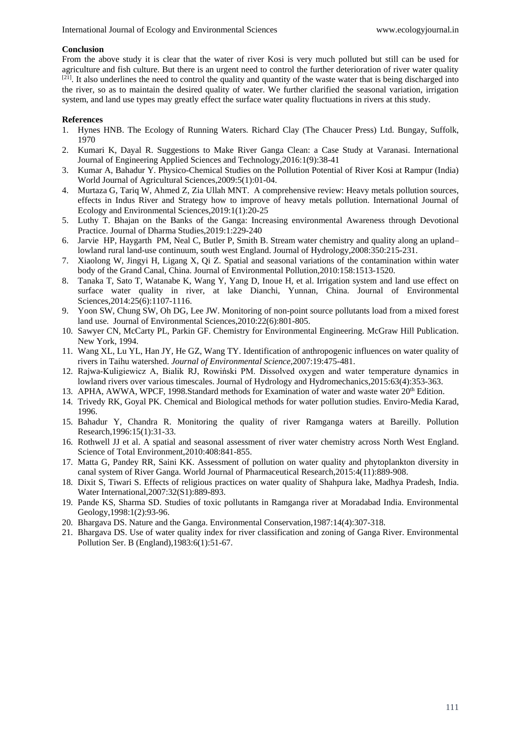## Conclusion

From the above study it is clear that the water of river Kosi is very much polluted but still can be used for agriculture and fish culture. But there is an urgent need to control the further deterioration of river water quality [21]. It also underlines the need to control the quality and quantity of the waste water that is being discharged into the river, so as to maintain the desired quality of water. We further clarified the seasonal variation, irrigation system, and land use types may greatly effect the surface water quality fluctuations in rivers at this study.

## References

1. Hynes HNB. The Ecology of Running Waters. Richard Clay (The Chaucer Press) Ltd. Bungay, Suffolk, 1970
2. Kumari K, Dayal R. Suggestions to Make River Ganga Clean: a Case Study at Varanasi. International Journal of Engineering Applied Sciences and Technology,2016:1(9):38-41
3. Kumar A, Bahadur Y. Physico-Chemical Studies on the Pollution Potential of River Kosi at Rampur (India) World Journal of Agricultural Sciences,2009:5(1):01-04.
4. Murtaza G, Tariq W, Ahmed Z, Zia Ullah MNT. A comprehensive review: Heavy metals pollution sources, effects in Indus River and Strategy how to improve of heavy metals pollution. International Journal of Ecology and Environmental Sciences,2019:1(1):20-25
5. Luthy T. Bhajan on the Banks of the Ganga: Increasing environmental Awareness through Devotional Practice. Journal of Dharma Studies,2019:1:229-240
6. Jarvie HP, Haygarth PM, Neal C, Butler P, Smith B. Stream water chemistry and quality along an upland–lowland rural land-use continuum, south west England. Journal of Hydrology,2008:350:215-231.
7. Xiaolong W, Jingyi H, Ligang X, Qi Z. Spatial and seasonal variations of the contamination within water body of the Grand Canal, China. Journal of Environmental Pollution,2010:158:1513-1520.
8. Tanaka T, Sato T, Watanabe K, Wang Y, Yang D, Inoue H, et al. Irrigation system and land use effect on surface water quality in river, at lake Dianchi, Yunnan, China. Journal of Environmental Sciences,2014:25(6):1107-1116.
9. Yoon SW, Chung SW, Oh DG, Lee JW. Monitoring of non-point source pollutants load from a mixed forest land use. Journal of Environmental Sciences,2010:22(6):801-805.
10. Sawyer CN, McCarty PL, Parkin GF. Chemistry for Environmental Engineering. McGraw Hill Publication. New York, 1994.
11. Wang XL, Lu YL, Han JY, He GZ, Wang TY. Identification of anthropogenic influences on water quality of rivers in Taihu watershed. *Journal of Environmental Science*,2007:19:475-481.
12. Rajwa-Kuligiewicz A, Bialik RJ, Rowiński PM. Dissolved oxygen and water temperature dynamics in lowland rivers over various timescales. Journal of Hydrology and Hydromechanics,2015:63(4):353-363.
13. APHA, AWWA, WPCF, 1998.Standard methods for Examination of water and waste water 20th Edition.
14. Trivedy RK, Goyal PK. Chemical and Biological methods for water pollution studies. Enviro-Media Karad, 1996.
15. Bahadur Y, Chandra R. Monitoring the quality of river Ramganga waters at Bareilly. Pollution Research,1996:15(1):31-33.
16. Rothwell JJ et al. A spatial and seasonal assessment of river water chemistry across North West England. Science of Total Environment,2010:408:841-855.
17. Matta G, Pandey RR, Saini KK. Assessment of pollution on water quality and phytoplankton diversity in canal system of River Ganga. World Journal of Pharmaceutical Research,2015:4(11):889-908.
18. Dixit S, Tiwari S. Effects of religious practices on water quality of Shahpura lake, Madhya Pradesh, India. Water International,2007:32(S1):889-893.
19. Pande KS, Sharma SD. Studies of toxic pollutants in Ramganga river at Moradabad India. Environmental Geology,1998:1(2):93-96.
20. Bhargava DS. Nature and the Ganga. Environmental Conservation,1987:14(4):307-318.
21. Bhargava DS. Use of water quality index for river classification and zoning of Ganga River. Environmental Pollution Ser. B (England),1983:6(1):51-67.